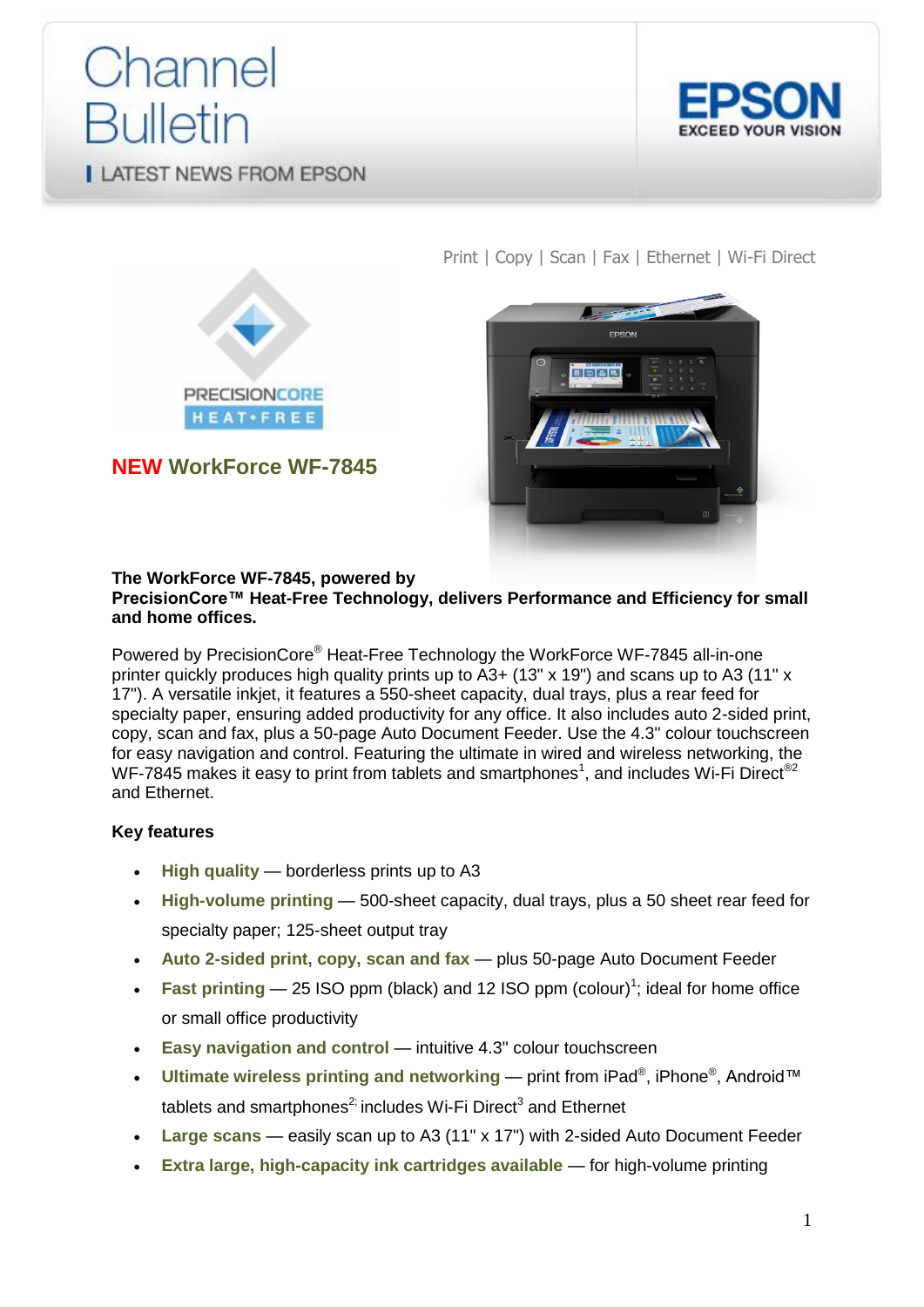# Channel Bulletin

LATEST NEWS FROM EPSON

Print | Copy | Scan | Fax | Ethernet | Wi-Fi Direct

## NEW WorkForce WF-7845

**The WorkForce WF-7845, powered by PrecisionCore™ Heat-Free Technology, delivers Performance and Efficiency for small and home offices.**

Powered by PrecisionCore® Heat-Free Technology the WorkForce WF-7845 all-in-one printer quickly produces high quality prints up to A3+ (13" x 19") and scans up to A3 (11" x 17"). A versatile inkjet, it features a 550-sheet capacity, dual trays, plus a rear feed for specialty paper, ensuring added productivity for any office. It also includes auto 2-sided print, copy, scan and fax, plus a 50-page Auto Document Feeder. Use the 4.3" colour touchscreen for easy navigation and control. Featuring the ultimate in wired and wireless networking, the WF-7845 makes it easy to print from tablets and smartphones[1], and includes Wi-Fi Direct®[2] and Ethernet.

**Key features**

- **High quality** — borderless prints up to A3
- **High-volume printing** — 500-sheet capacity, dual trays, plus a 50 sheet rear feed for specialty paper; 125-sheet output tray
- **Auto 2-sided print, copy, scan and fax** — plus 50-page Auto Document Feeder
- **Fast printing** — 25 ISO ppm (black) and 12 ISO ppm (colour)[1]; ideal for home office or small office productivity
- **Easy navigation and control** — intuitive 4.3" colour touchscreen
- **Ultimate wireless printing and networking** — print from iPad®, iPhone®, Android™ tablets and smartphones[2;] includes Wi-Fi Direct[3] and Ethernet
- **Large scans** — easily scan up to A3 (11" x 17") with 2-sided Auto Document Feeder
- **Extra large, high-capacity ink cartridges available** — for high-volume printing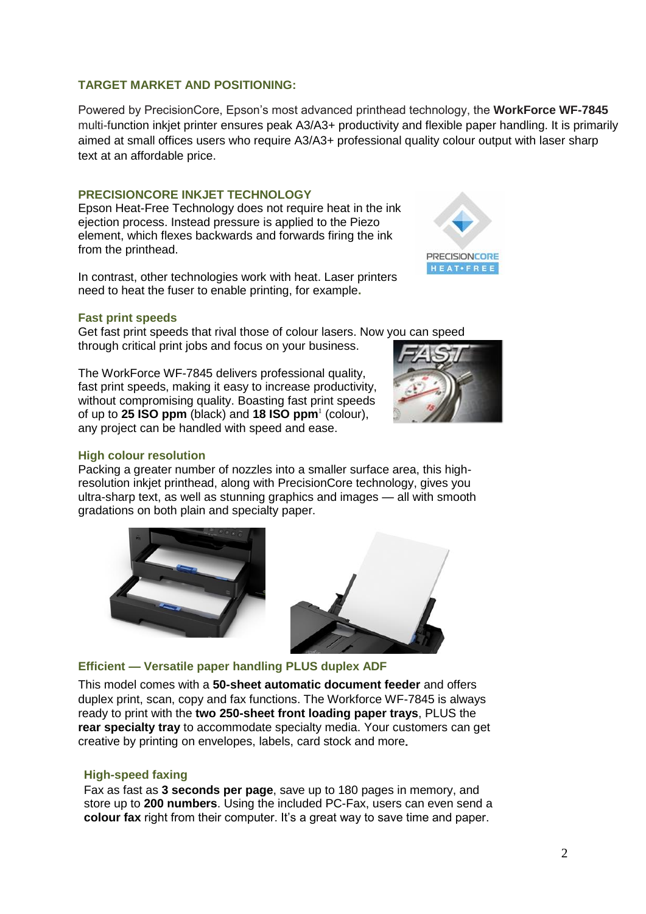## TARGET MARKET AND POSITIONING:

Powered by PrecisionCore, Epson's most advanced printhead technology, the **WorkForce WF-7845** multi-function inkjet printer ensures peak A3/A3+ productivity and flexible paper handling. It is primarily aimed at small offices users who require A3/A3+ professional quality colour output with laser sharp text at an affordable price.

## PRECISIONCORE INKJET TECHNOLOGY

Epson Heat-Free Technology does not require heat in the ink ejection process. Instead pressure is applied to the Piezo element, which flexes backwards and forwards firing the ink from the printhead.

In contrast, other technologies work with heat. Laser printers need to heat the fuser to enable printing, for example.

### Fast print speeds

Get fast print speeds that rival those of colour lasers. Now you can speed through critical print jobs and focus on your business.

The WorkForce WF-7845 delivers professional quality, fast print speeds, making it easy to increase productivity, without compromising quality. Boasting fast print speeds of up to **25 ISO ppm** (black) and **18 ISO ppm**[1] (colour), any project can be handled with speed and ease.

### High colour resolution

Packing a greater number of nozzles into a smaller surface area, this high-resolution inkjet printhead, along with PrecisionCore technology, gives you ultra-sharp text, as well as stunning graphics and images — all with smooth gradations on both plain and specialty paper.

### Efficient — Versatile paper handling PLUS duplex ADF

This model comes with a **50-sheet automatic document feeder** and offers duplex print, scan, copy and fax functions. The Workforce WF-7845 is always ready to print with the **two 250-sheet front loading paper trays**, PLUS the **rear specialty tray** to accommodate specialty media. Your customers can get creative by printing on envelopes, labels, card stock and more.

### High-speed faxing

Fax as fast as **3 seconds per page**, save up to 180 pages in memory, and store up to **200 numbers**. Using the included PC-Fax, users can even send a **colour fax** right from their computer. It's a great way to save time and paper.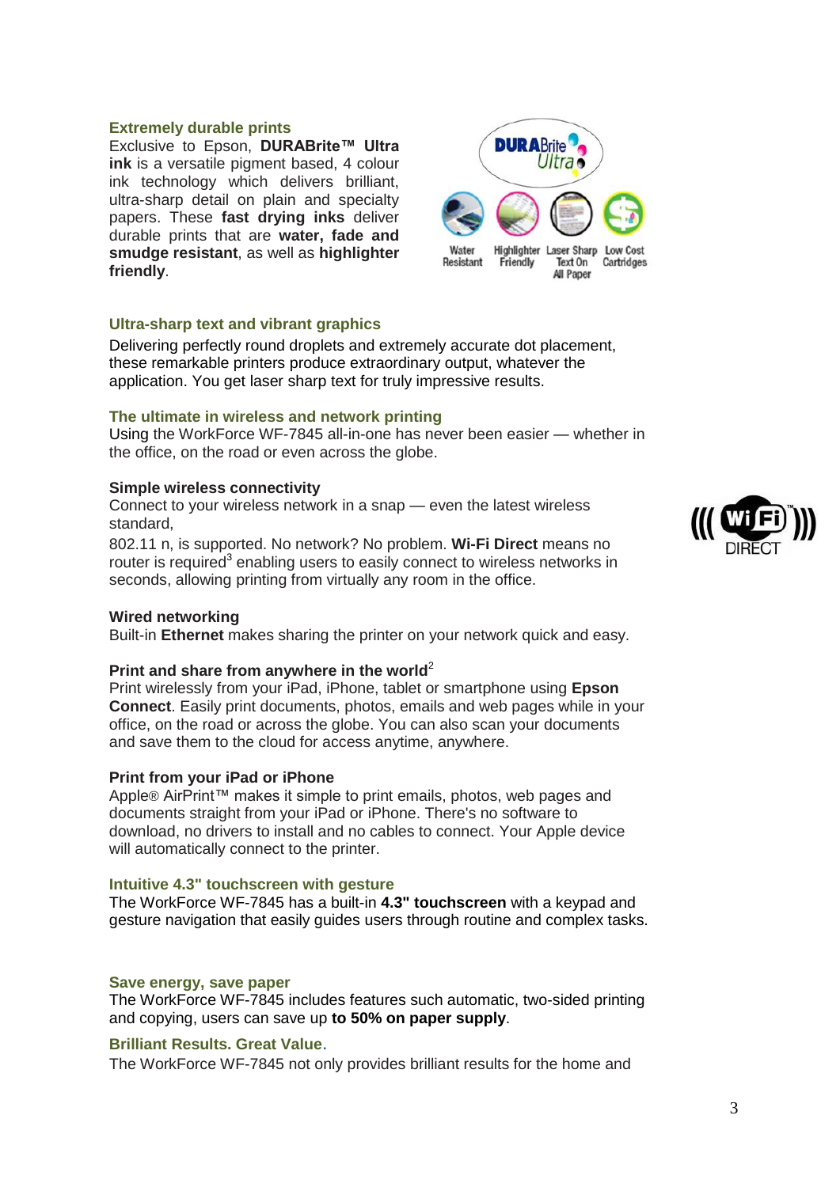### Extremely durable prints

Exclusive to Epson, **DURABrite™ Ultra ink** is a versatile pigment based, 4 colour ink technology which delivers brilliant, ultra-sharp detail on plain and specialty papers. These **fast drying inks** deliver durable prints that are **water, fade and smudge resistant**, as well as **highlighter friendly**.

DURABrite Ultra

Water Resistant

Highlighter Friendly

Laser Sharp Text On All Paper

Low Cost Cartridges

### Ultra-sharp text and vibrant graphics

Delivering perfectly round droplets and extremely accurate dot placement, these remarkable printers produce extraordinary output, whatever the application. You get laser sharp text for truly impressive results.

### The ultimate in wireless and network printing

Using the WorkForce WF-7845 all-in-one has never been easier — whether in the office, on the road or even across the globe.

**Simple wireless connectivity**

Connect to your wireless network in a snap — even the latest wireless standard,

802.11 n, is supported. No network? No problem. **Wi-Fi Direct** means no router is required[3] enabling users to easily connect to wireless networks in seconds, allowing printing from virtually any room in the office.

Wi Fi DIRECT

**Wired networking**

Built-in **Ethernet** makes sharing the printer on your network quick and easy.

**Print and share from anywhere in the world**[2]

Print wirelessly from your iPad, iPhone, tablet or smartphone using **Epson Connect**. Easily print documents, photos, emails and web pages while in your office, on the road or across the globe. You can also scan your documents and save them to the cloud for access anytime, anywhere.

**Print from your iPad or iPhone**

Apple® AirPrint™ makes it simple to print emails, photos, web pages and documents straight from your iPad or iPhone. There's no software to download, no drivers to install and no cables to connect. Your Apple device will automatically connect to the printer.

### Intuitive 4.3" touchscreen with gesture

The WorkForce WF-7845 has a built-in **4.3" touchscreen** with a keypad and gesture navigation that easily guides users through routine and complex tasks.

### Save energy, save paper

The WorkForce WF-7845 includes features such automatic, two-sided printing and copying, users can save up **to 50% on paper supply**.

### Brilliant Results. Great Value.

The WorkForce WF-7845 not only provides brilliant results for the home and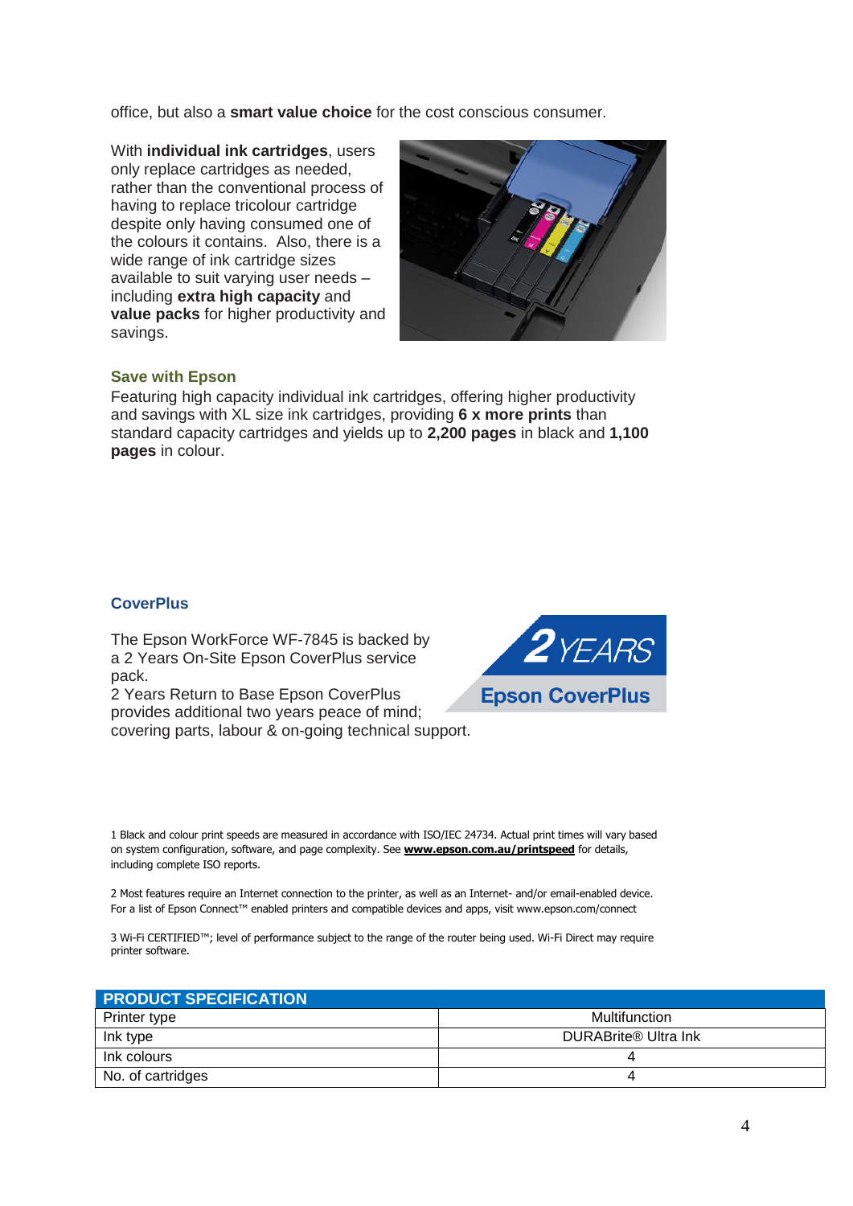office, but also a **smart value choice** for the cost conscious consumer.

With **individual ink cartridges**, users only replace cartridges as needed, rather than the conventional process of having to replace tricolour cartridge despite only having consumed one of the colours it contains. Also, there is a wide range of ink cartridge sizes available to suit varying user needs – including **extra high capacity** and **value packs** for higher productivity and savings.

### Save with Epson

Featuring high capacity individual ink cartridges, offering higher productivity and savings with XL size ink cartridges, providing **6 x more prints** than standard capacity cartridges and yields up to **2,200 pages** in black and **1,100 pages** in colour.

### CoverPlus

The Epson WorkForce WF-7845 is backed by a 2 Years On-Site Epson CoverPlus service pack.
2 Years Return to Base Epson CoverPlus provides additional two years peace of mind; covering parts, labour & on-going technical support.

2 YEARS
Epson CoverPlus

1 Black and colour print speeds are measured in accordance with ISO/IEC 24734. Actual print times will vary based on system configuration, software, and page complexity. See **www.epson.com.au/printspeed** for details, including complete ISO reports.

2 Most features require an Internet connection to the printer, as well as an Internet- and/or email-enabled device. For a list of Epson Connect™ enabled printers and compatible devices and apps, visit www.epson.com/connect

3 Wi-Fi CERTIFIED™; level of performance subject to the range of the router being used. Wi-Fi Direct may require printer software.

| PRODUCT SPECIFICATION | |
|---|---|
| Printer type | Multifunction |
| Ink type | DURABrite® Ultra Ink |
| Ink colours | 4 |
| No. of cartridges | 4 |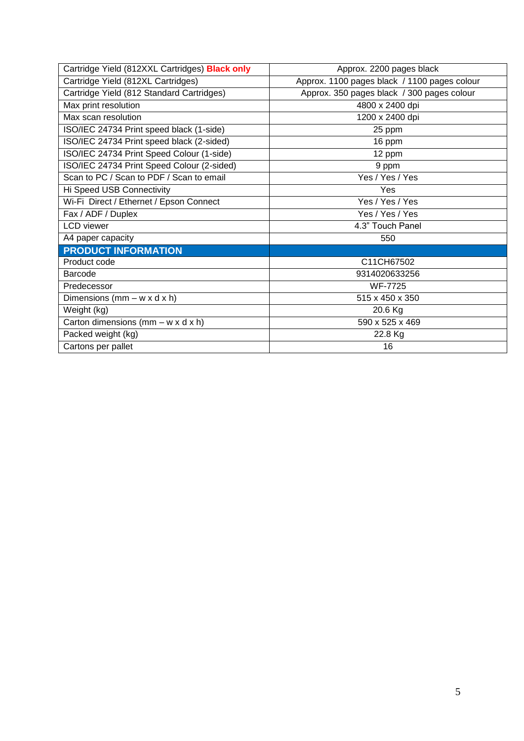| | |
|---|---|
| Cartridge Yield (812XXL Cartridges) **Black only** | Approx. 2200 pages black |
| Cartridge Yield (812XL Cartridges) | Approx. 1100 pages black / 1100 pages colour |
| Cartridge Yield (812 Standard Cartridges) | Approx. 350 pages black / 300 pages colour |
| Max print resolution | 4800 x 2400 dpi |
| Max scan resolution | 1200 x 2400 dpi |
| ISO/IEC 24734 Print speed black (1-side) | 25 ppm |
| ISO/IEC 24734 Print speed black (2-sided) | 16 ppm |
| ISO/IEC 24734 Print Speed Colour (1-side) | 12 ppm |
| ISO/IEC 24734 Print Speed Colour (2-sided) | 9 ppm |
| Scan to PC / Scan to PDF / Scan to email | Yes / Yes / Yes |
| Hi Speed USB Connectivity | Yes |
| Wi-Fi Direct / Ethernet / Epson Connect | Yes / Yes / Yes |
| Fax / ADF / Duplex | Yes / Yes / Yes |
| LCD viewer | 4.3" Touch Panel |
| A4 paper capacity | 550 |
| **PRODUCT INFORMATION** | |
| Product code | C11CH67502 |
| Barcode | 9314020633256 |
| Predecessor | WF-7725 |
| Dimensions (mm – w x d x h) | 515 x 450 x 350 |
| Weight (kg) | 20.6 Kg |
| Carton dimensions (mm – w x d x h) | 590 x 525 x 469 |
| Packed weight (kg) | 22.8 Kg |
| Cartons per pallet | 16 |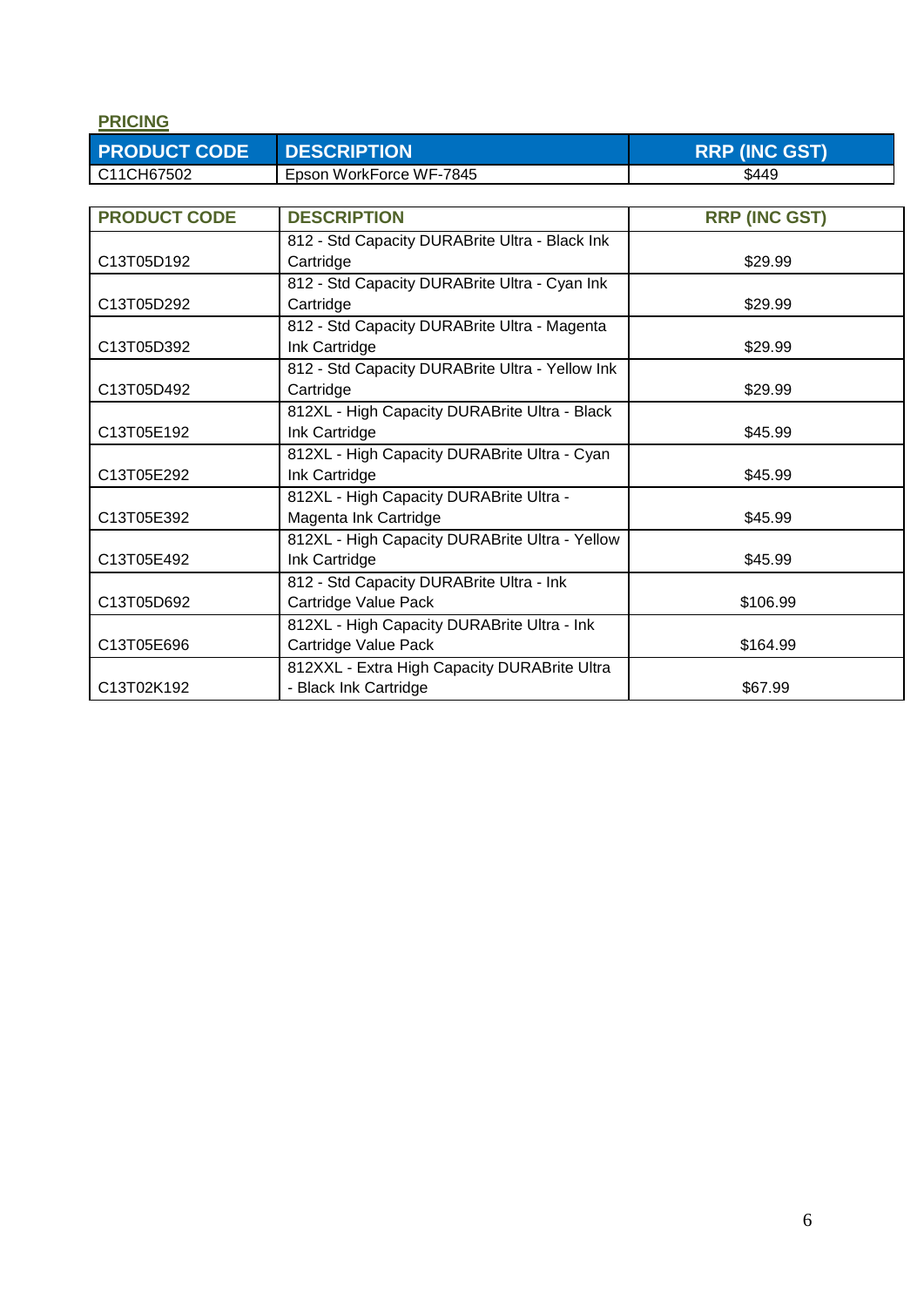## PRICING

| PRODUCT CODE | DESCRIPTION | RRP (INC GST) |
|---|---|---|
| C11CH67502 | Epson WorkForce WF-7845 | $449 |

| PRODUCT CODE | DESCRIPTION | RRP (INC GST) |
|---|---|---|
| C13T05D192 | 812 - Std Capacity DURABrite Ultra - Black Ink Cartridge | $29.99 |
| C13T05D292 | 812 - Std Capacity DURABrite Ultra - Cyan Ink Cartridge | $29.99 |
| C13T05D392 | 812 - Std Capacity DURABrite Ultra - Magenta Ink Cartridge | $29.99 |
| C13T05D492 | 812 - Std Capacity DURABrite Ultra - Yellow Ink Cartridge | $29.99 |
| C13T05E192 | 812XL - High Capacity DURABrite Ultra - Black Ink Cartridge | $45.99 |
| C13T05E292 | 812XL - High Capacity DURABrite Ultra - Cyan Ink Cartridge | $45.99 |
| C13T05E392 | 812XL - High Capacity DURABrite Ultra - Magenta Ink Cartridge | $45.99 |
| C13T05E492 | 812XL - High Capacity DURABrite Ultra - Yellow Ink Cartridge | $45.99 |
| C13T05D692 | 812 - Std Capacity DURABrite Ultra - Ink Cartridge Value Pack | $106.99 |
| C13T05E696 | 812XL - High Capacity DURABrite Ultra - Ink Cartridge Value Pack | $164.99 |
| C13T02K192 | 812XXL - Extra High Capacity DURABrite Ultra - Black Ink Cartridge | $67.99 |